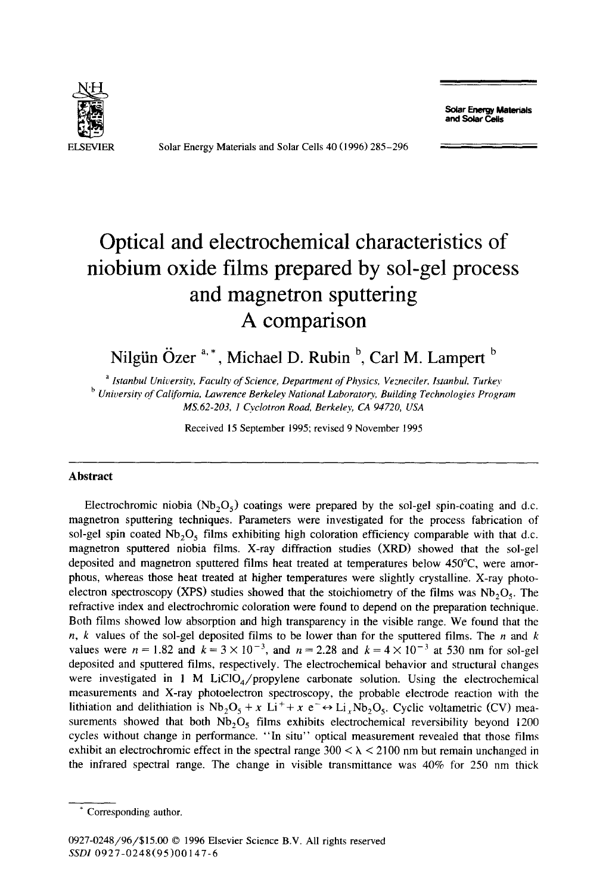# Optical and electrochemical characteristics of niobium oxide films prepared by sol-gel process and magnetron sputtering A comparison

Nilgün Özer [a,*], Michael D. Rubin [b], Carl M. Lampert [b]

[a] *Istanbul University, Faculty of Science, Department of Physics, Vezneciler, Istanbul, Turkey*

[b] *University of California, Lawrence Berkeley National Laboratory, Building Technologies Program MS.62-203, 1 Cyclotron Road, Berkeley, CA 94720, USA*

Received 15 September 1995; revised 9 November 1995

## Abstract

Electrochromic niobia ($Nb_2O_5$) coatings were prepared by the sol-gel spin-coating and d.c. magnetron sputtering techniques. Parameters were investigated for the process fabrication of sol-gel spin coated $Nb_2O_5$ films exhibiting high coloration efficiency comparable with that d.c. magnetron sputtered niobia films. X-ray diffraction studies (XRD) showed that the sol-gel deposited and magnetron sputtered films heat treated at temperatures below 450°C, were amorphous, whereas those heat treated at higher temperatures were slightly crystalline. X-ray photoelectron spectroscopy (XPS) studies showed that the stoichiometry of the films was $Nb_2O_5$. The refractive index and electrochromic coloration were found to depend on the preparation technique. Both films showed low absorption and high transparency in the visible range. We found that the $n$, $k$ values of the sol-gel deposited films to be lower than for the sputtered films. The $n$ and $k$ values were $n = 1.82$ and $k = 3 \times 10^{-3}$, and $n = 2.28$ and $k = 4 \times 10^{-3}$ at 530 nm for sol-gel deposited and sputtered films, respectively. The electrochemical behavior and structural changes were investigated in 1 M $LiClO_4$/propylene carbonate solution. Using the electrochemical measurements and X-ray photoelectron spectroscopy, the probable electrode reaction with the lithiation and delithiation is $Nb_2O_5 + x\ Li^+ + x\ e^- \leftrightarrow Li_xNb_2O_5$. Cyclic voltametric (CV) measurements showed that both $Nb_2O_5$ films exhibits electrochemical reversibility beyond 1200 cycles without change in performance. "In situ" optical measurement revealed that those films exhibit an electrochromic effect in the spectral range $300 < \lambda < 2100$ nm but remain unchanged in the infrared spectral range. The change in visible transmittance was 40% for 250 nm thick

---

* Corresponding author.

0927-0248/96/$15.00 © 1996 Elsevier Science B.V. All rights reserved
SSDI 0927-0248(95)00147-6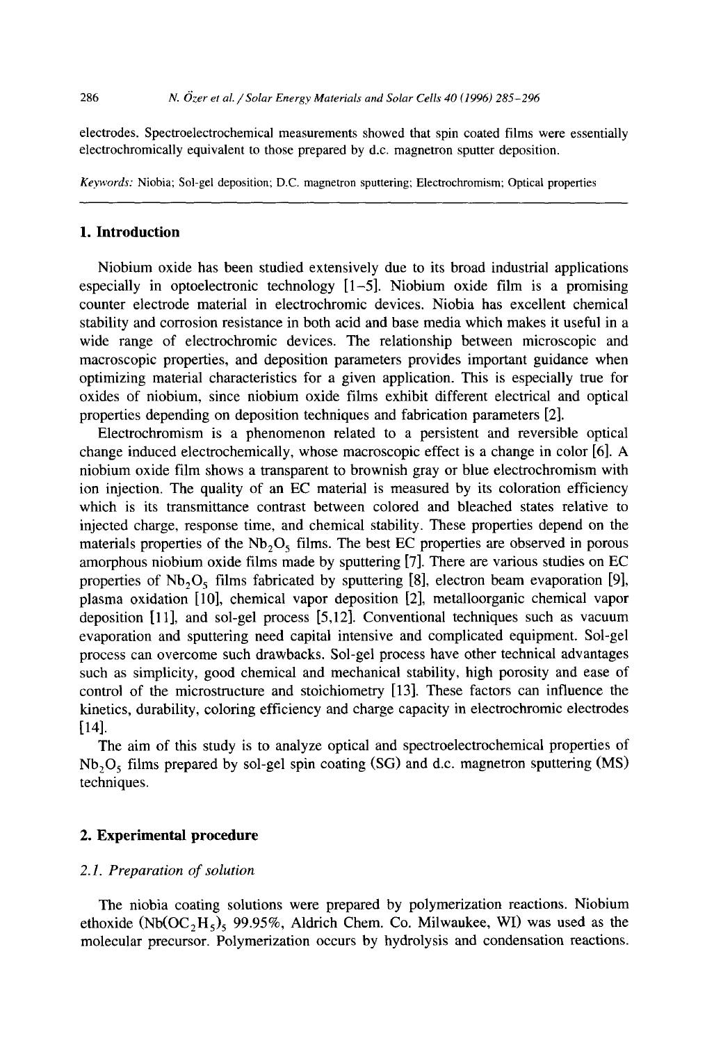electrodes. Spectroelectrochemical measurements showed that spin coated films were essentially electrochromically equivalent to those prepared by d.c. magnetron sputter deposition.

*Keywords:* Niobia; Sol-gel deposition; D.C. magnetron sputtering; Electrochromism; Optical properties

## 1. Introduction

Niobium oxide has been studied extensively due to its broad industrial applications especially in optoelectronic technology [1–5]. Niobium oxide film is a promising counter electrode material in electrochromic devices. Niobia has excellent chemical stability and corrosion resistance in both acid and base media which makes it useful in a wide range of electrochromic devices. The relationship between microscopic and macroscopic properties, and deposition parameters provides important guidance when optimizing material characteristics for a given application. This is especially true for oxides of niobium, since niobium oxide films exhibit different electrical and optical properties depending on deposition techniques and fabrication parameters [2].

Electrochromism is a phenomenon related to a persistent and reversible optical change induced electrochemically, whose macroscopic effect is a change in color [6]. A niobium oxide film shows a transparent to brownish gray or blue electrochromism with ion injection. The quality of an EC material is measured by its coloration efficiency which is its transmittance contrast between colored and bleached states relative to injected charge, response time, and chemical stability. These properties depend on the materials properties of the $Nb_2O_5$ films. The best EC properties are observed in porous amorphous niobium oxide films made by sputtering [7]. There are various studies on EC properties of $Nb_2O_5$ films fabricated by sputtering [8], electron beam evaporation [9], plasma oxidation [10], chemical vapor deposition [2], metalloorganic chemical vapor deposition [11], and sol-gel process [5,12]. Conventional techniques such as vacuum evaporation and sputtering need capital intensive and complicated equipment. Sol-gel process can overcome such drawbacks. Sol-gel process have other technical advantages such as simplicity, good chemical and mechanical stability, high porosity and ease of control of the microstructure and stoichiometry [13]. These factors can influence the kinetics, durability, coloring efficiency and charge capacity in electrochromic electrodes [14].

The aim of this study is to analyze optical and spectroelectrochemical properties of $Nb_2O_5$ films prepared by sol-gel spin coating (SG) and d.c. magnetron sputtering (MS) techniques.

## 2. Experimental procedure

### *2.1. Preparation of solution*

The niobia coating solutions were prepared by polymerization reactions. Niobium ethoxide ($Nb(OC_2H_5)_5$ 99.95%, Aldrich Chem. Co. Milwaukee, WI) was used as the molecular precursor. Polymerization occurs by hydrolysis and condensation reactions.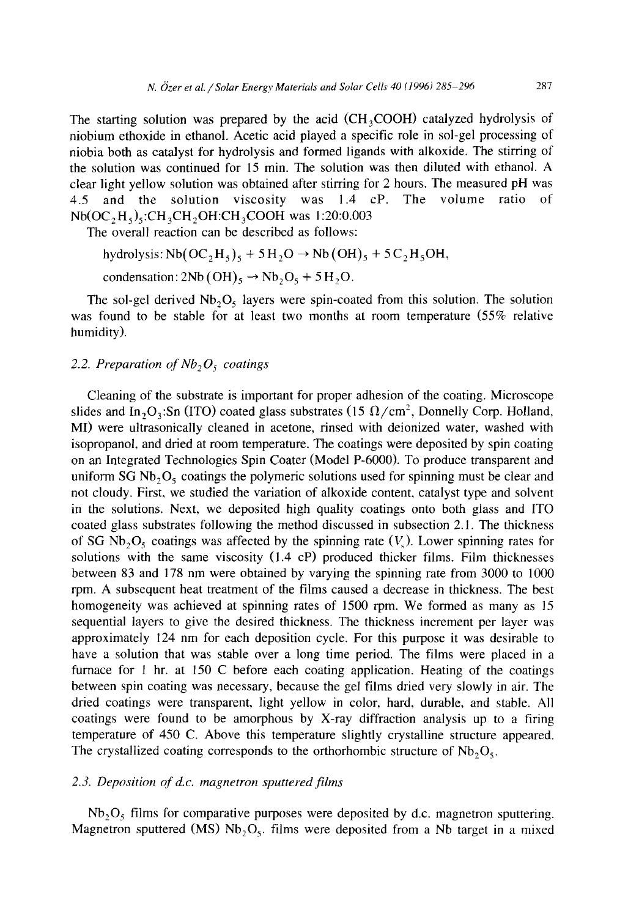The starting solution was prepared by the acid ($CH_3COOH$) catalyzed hydrolysis of niobium ethoxide in ethanol. Acetic acid played a specific role in sol-gel processing of niobia both as catalyst for hydrolysis and formed ligands with alkoxide. The stirring of the solution was continued for 15 min. The solution was then diluted with ethanol. A clear light yellow solution was obtained after stirring for 2 hours. The measured pH was 4.5 and the solution viscosity was 1.4 cP. The volume ratio of $Nb(OC_2H_5)_5$:$CH_3CH_2OH$:$CH_3COOH$ was 1:20:0.003

The overall reaction can be described as follows:

$$\text{hydrolysis: } Nb(OC_2H_5)_5 + 5H_2O \rightarrow Nb(OH)_5 + 5C_2H_5OH,$$

$$\text{condensation: } 2Nb(OH)_5 \rightarrow Nb_2O_5 + 5H_2O.$$

The sol-gel derived $Nb_2O_5$ layers were spin-coated from this solution. The solution was found to be stable for at least two months at room temperature (55% relative humidity).

### 2.2. Preparation of $Nb_2O_5$ coatings

Cleaning of the substrate is important for proper adhesion of the coating. Microscope slides and $In_2O_3$:Sn (ITO) coated glass substrates (15 $\Omega/cm^2$, Donnelly Corp. Holland, MI) were ultrasonically cleaned in acetone, rinsed with deionized water, washed with isopropanol, and dried at room temperature. The coatings were deposited by spin coating on an Integrated Technologies Spin Coater (Model P-6000). To produce transparent and uniform SG $Nb_2O_5$ coatings the polymeric solutions used for spinning must be clear and not cloudy. First, we studied the variation of alkoxide content, catalyst type and solvent in the solutions. Next, we deposited high quality coatings onto both glass and ITO coated glass substrates following the method discussed in subsection 2.1. The thickness of SG $Nb_2O_5$ coatings was affected by the spinning rate ($V_s$). Lower spinning rates for solutions with the same viscosity (1.4 cP) produced thicker films. Film thicknesses between 83 and 178 nm were obtained by varying the spinning rate from 3000 to 1000 rpm. A subsequent heat treatment of the films caused a decrease in thickness. The best homogeneity was achieved at spinning rates of 1500 rpm. We formed as many as 15 sequential layers to give the desired thickness. The thickness increment per layer was approximately 124 nm for each deposition cycle. For this purpose it was desirable to have a solution that was stable over a long time period. The films were placed in a furnace for 1 hr. at 150 C before each coating application. Heating of the coatings between spin coating was necessary, because the gel films dried very slowly in air. The dried coatings were transparent, light yellow in color, hard, durable, and stable. All coatings were found to be amorphous by X-ray diffraction analysis up to a firing temperature of 450 C. Above this temperature slightly crystalline structure appeared. The crystallized coating corresponds to the orthorhombic structure of $Nb_2O_5$.

### 2.3. Deposition of d.c. magnetron sputtered films

$Nb_2O_5$ films for comparative purposes were deposited by d.c. magnetron sputtering. Magnetron sputtered (MS) $Nb_2O_5$. films were deposited from a Nb target in a mixed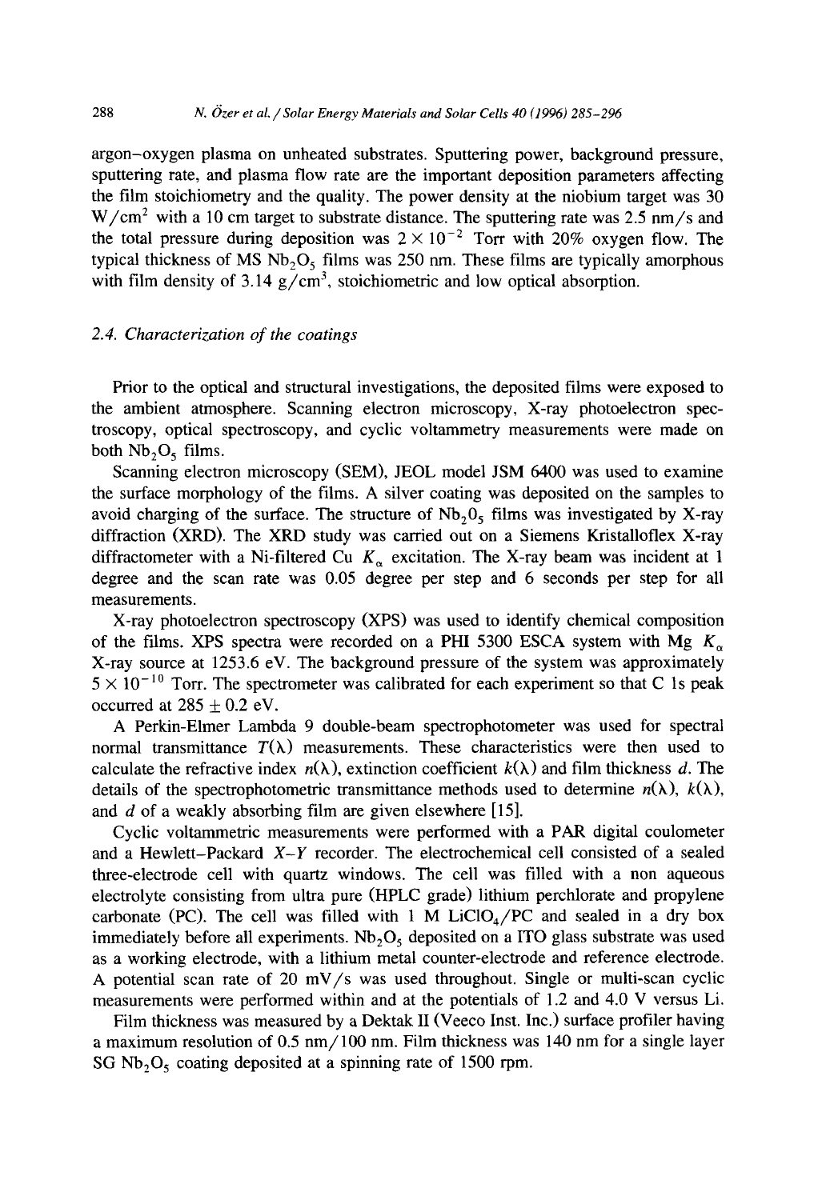argon–oxygen plasma on unheated substrates. Sputtering power, background pressure, sputtering rate, and plasma flow rate are the important deposition parameters affecting the film stoichiometry and the quality. The power density at the niobium target was 30 $W/cm^2$ with a 10 cm target to substrate distance. The sputtering rate was 2.5 nm/s and the total pressure during deposition was $2 \times 10^{-2}$ Torr with 20% oxygen flow. The typical thickness of MS $Nb_2O_5$ films was 250 nm. These films are typically amorphous with film density of 3.14 $g/cm^3$, stoichiometric and low optical absorption.

### 2.4. Characterization of the coatings

Prior to the optical and structural investigations, the deposited films were exposed to the ambient atmosphere. Scanning electron microscopy, X-ray photoelectron spectroscopy, optical spectroscopy, and cyclic voltammetry measurements were made on both $Nb_2O_5$ films.

Scanning electron microscopy (SEM), JEOL model JSM 6400 was used to examine the surface morphology of the films. A silver coating was deposited on the samples to avoid charging of the surface. The structure of $Nb_2O_5$ films was investigated by X-ray diffraction (XRD). The XRD study was carried out on a Siemens Kristalloflex X-ray diffractometer with a Ni-filtered Cu $K_\alpha$ excitation. The X-ray beam was incident at 1 degree and the scan rate was 0.05 degree per step and 6 seconds per step for all measurements.

X-ray photoelectron spectroscopy (XPS) was used to identify chemical composition of the films. XPS spectra were recorded on a PHI 5300 ESCA system with Mg $K_\alpha$ X-ray source at 1253.6 eV. The background pressure of the system was approximately $5 \times 10^{-10}$ Torr. The spectrometer was calibrated for each experiment so that C 1s peak occurred at $285 \pm 0.2$ eV.

A Perkin-Elmer Lambda 9 double-beam spectrophotometer was used for spectral normal transmittance $T(\lambda)$ measurements. These characteristics were then used to calculate the refractive index $n(\lambda)$, extinction coefficient $k(\lambda)$ and film thickness $d$. The details of the spectrophotometric transmittance methods used to determine $n(\lambda)$, $k(\lambda)$, and $d$ of a weakly absorbing film are given elsewhere [15].

Cyclic voltammetric measurements were performed with a PAR digital coulometer and a Hewlett–Packard $X$–$Y$ recorder. The electrochemical cell consisted of a sealed three-electrode cell with quartz windows. The cell was filled with a non aqueous electrolyte consisting from ultra pure (HPLC grade) lithium perchlorate and propylene carbonate (PC). The cell was filled with 1 M $LiClO_4$/PC and sealed in a dry box immediately before all experiments. $Nb_2O_5$ deposited on a ITO glass substrate was used as a working electrode, with a lithium metal counter-electrode and reference electrode. A potential scan rate of 20 mV/s was used throughout. Single or multi-scan cyclic measurements were performed within and at the potentials of 1.2 and 4.0 V versus Li.

Film thickness was measured by a Dektak II (Veeco Inst. Inc.) surface profiler having a maximum resolution of 0.5 nm/100 nm. Film thickness was 140 nm for a single layer SG $Nb_2O_5$ coating deposited at a spinning rate of 1500 rpm.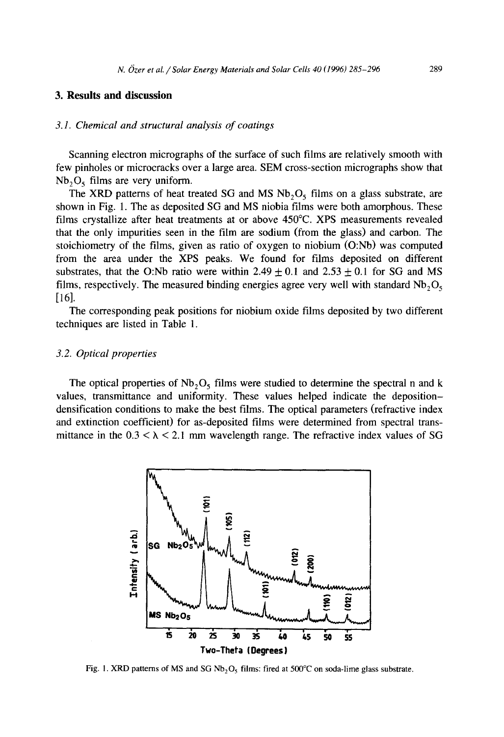## 3. Results and discussion

### 3.1. Chemical and structural analysis of coatings

Scanning electron micrographs of the surface of such films are relatively smooth with few pinholes or microcracks over a large area. SEM cross-section micrographs show that $Nb_2O_5$ films are very uniform.

The XRD patterns of heat treated SG and MS $Nb_2O_5$ films on a glass substrate, are shown in Fig. 1. The as deposited SG and MS niobia films were both amorphous. These films crystallize after heat treatments at or above 450°C. XPS measurements revealed that the only impurities seen in the film are sodium (from the glass) and carbon. The stoichiometry of the films, given as ratio of oxygen to niobium (O:Nb) was computed from the area under the XPS peaks. We found for films deposited on different substrates, that the O:Nb ratio were within $2.49 \pm 0.1$ and $2.53 \pm 0.1$ for SG and MS films, respectively. The measured binding energies agree very well with standard $Nb_2O_5$ [16].

The corresponding peak positions for niobium oxide films deposited by two different techniques are listed in Table 1.

### 3.2. Optical properties

The optical properties of $Nb_2O_5$ films were studied to determine the spectral n and k values, transmittance and uniformity. These values helped indicate the deposition–densification conditions to make the best films. The optical parameters (refractive index and extinction coefficient) for as-deposited films were determined from spectral transmittance in the $0.3 < \lambda < 2.1$ mm wavelength range. The refractive index values of SG

Fig. 1. XRD patterns of MS and SG $Nb_2O_5$ films: fired at 500°C on soda-lime glass substrate.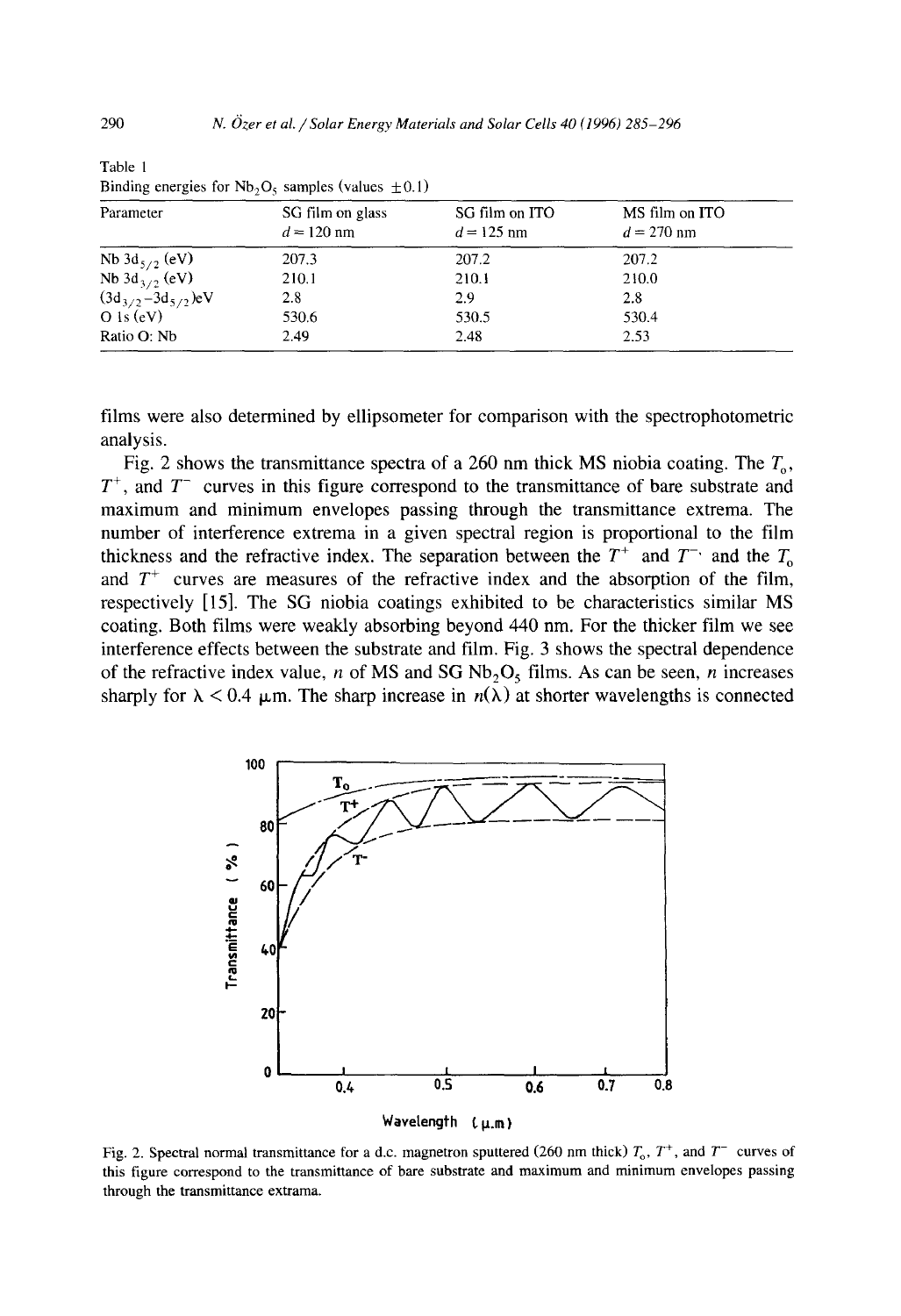Table 1
Binding energies for $Nb_2O_5$ samples (values $\pm 0.1$)

| Parameter | SG film on glass $d = 120$ nm | SG film on ITO $d = 125$ nm | MS film on ITO $d = 270$ nm |
|---|---|---|---|
| Nb $3d_{5/2}$ (eV) | 207.3 | 207.2 | 207.2 |
| Nb $3d_{3/2}$ (eV) | 210.1 | 210.1 | 210.0 |
| $(3d_{3/2}-3d_{5/2})$eV | 2.8 | 2.9 | 2.8 |
| O 1s (eV) | 530.6 | 530.5 | 530.4 |
| Ratio O: Nb | 2.49 | 2.48 | 2.53 |

films were also determined by ellipsometer for comparison with the spectrophotometric analysis.

Fig. 2 shows the transmittance spectra of a 260 nm thick MS niobia coating. The $T_o$, $T^+$, and $T^-$ curves in this figure correspond to the transmittance of bare substrate and maximum and minimum envelopes passing through the transmittance extrema. The number of interference extrema in a given spectral region is proportional to the film thickness and the refractive index. The separation between the $T^+$ and $T^-$ and the $T_o$ and $T^+$ curves are measures of the refractive index and the absorption of the film, respectively [15]. The SG niobia coatings exhibited to be characteristics similar MS coating. Both films were weakly absorbing beyond 440 nm. For the thicker film we see interference effects between the substrate and film. Fig. 3 shows the spectral dependence of the refractive index value, $n$ of MS and SG $Nb_2O_5$ films. As can be seen, $n$ increases sharply for $\lambda < 0.4$ μm. The sharp increase in $n(\lambda)$ at shorter wavelengths is connected

Fig. 2. Spectral normal transmittance for a d.c. magnetron sputtered (260 nm thick) $T_o$, $T^+$, and $T^-$ curves of this figure correspond to the transmittance of bare substrate and maximum and minimum envelopes passing through the transmittance extrama.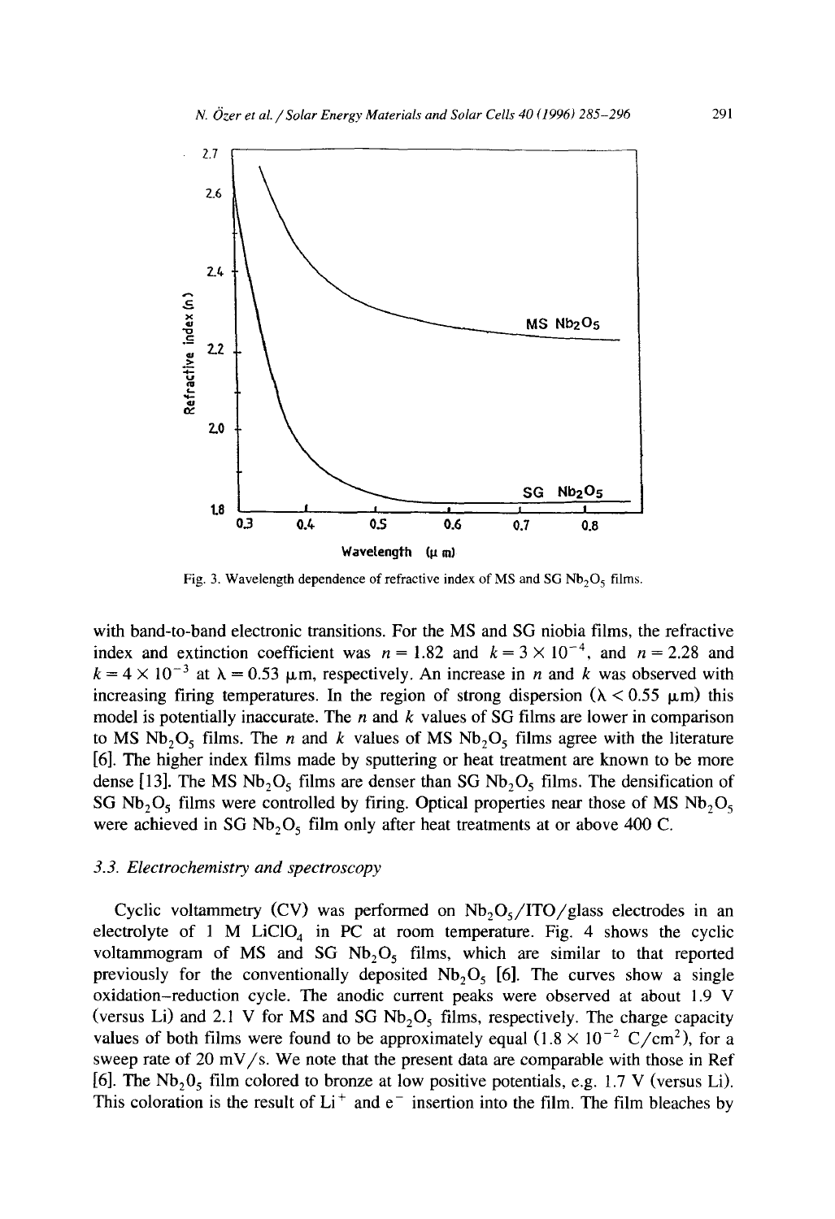Fig. 3. Wavelength dependence of refractive index of MS and SG $Nb_2O_5$ films.

with band-to-band electronic transitions. For the MS and SG niobia films, the refractive index and extinction coefficient was $n = 1.82$ and $k = 3 \times 10^{-4}$, and $n = 2.28$ and $k = 4 \times 10^{-3}$ at $\lambda = 0.53$ μm, respectively. An increase in $n$ and $k$ was observed with increasing firing temperatures. In the region of strong dispersion ($\lambda < 0.55$ μm) this model is potentially inaccurate. The $n$ and $k$ values of SG films are lower in comparison to MS $Nb_2O_5$ films. The $n$ and $k$ values of MS $Nb_2O_5$ films agree with the literature [6]. The higher index films made by sputtering or heat treatment are known to be more dense [13]. The MS $Nb_2O_5$ films are denser than SG $Nb_2O_5$ films. The densification of SG $Nb_2O_5$ films were controlled by firing. Optical properties near those of MS $Nb_2O_5$ were achieved in SG $Nb_2O_5$ film only after heat treatments at or above 400 C.

### 3.3. Electrochemistry and spectroscopy

Cyclic voltammetry (CV) was performed on $Nb_2O_5$/ITO/glass electrodes in an electrolyte of 1 M $LiClO_4$ in PC at room temperature. Fig. 4 shows the cyclic voltammogram of MS and SG $Nb_2O_5$ films, which are similar to that reported previously for the conventionally deposited $Nb_2O_5$ [6]. The curves show a single oxidation-reduction cycle. The anodic current peaks were observed at about 1.9 V (versus Li) and 2.1 V for MS and SG $Nb_2O_5$ films, respectively. The charge capacity values of both films were found to be approximately equal ($1.8 \times 10^{-2}$ $C/cm^2$), for a sweep rate of 20 mV/s. We note that the present data are comparable with those in Ref [6]. The $Nb_2O_5$ film colored to bronze at low positive potentials, e.g. 1.7 V (versus Li). This coloration is the result of $Li^+$ and $e^-$ insertion into the film. The film bleaches by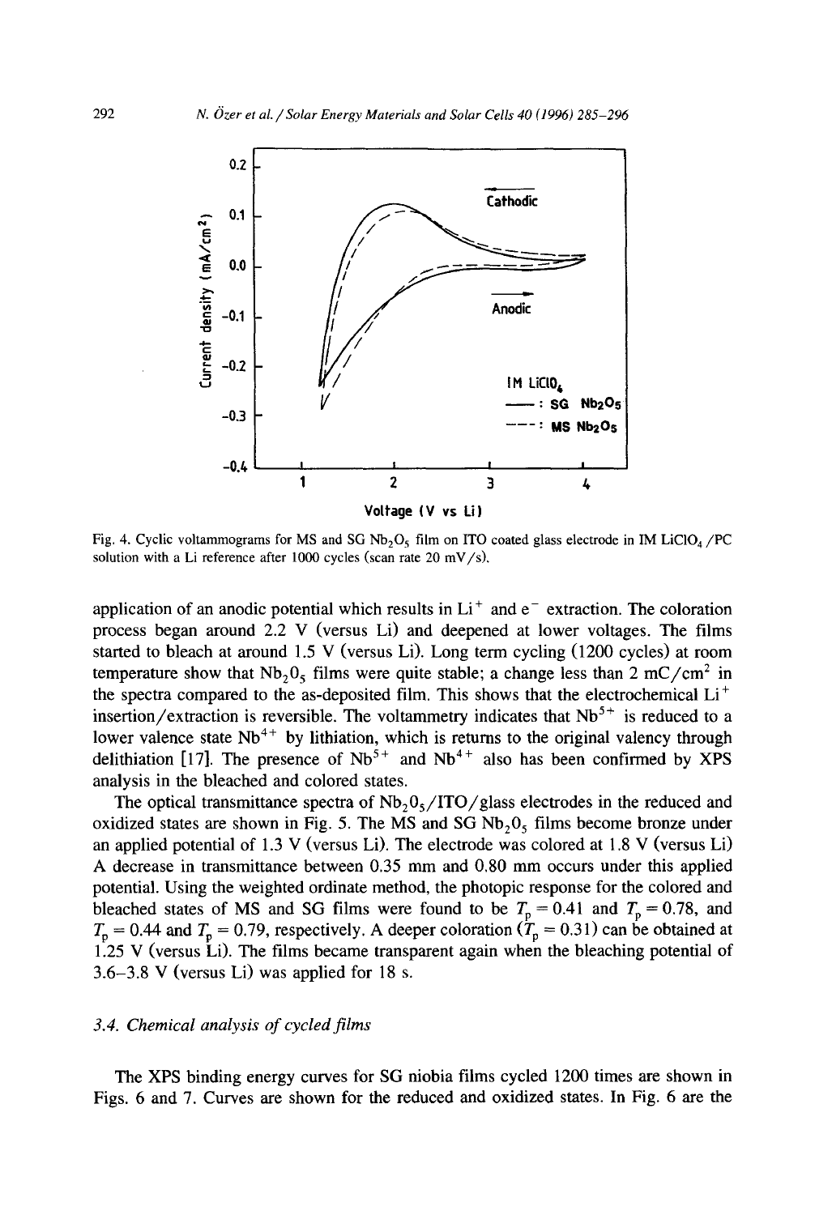Fig. 4. Cyclic voltammograms for MS and SG $Nb_2O_5$ film on ITO coated glass electrode in IM $LiClO_4$/PC solution with a Li reference after 1000 cycles (scan rate 20 mV/s).

application of an anodic potential which results in $Li^+$ and $e^-$ extraction. The coloration process began around 2.2 V (versus Li) and deepened at lower voltages. The films started to bleach at around 1.5 V (versus Li). Long term cycling (1200 cycles) at room temperature show that $Nb_2O_5$ films were quite stable; a change less than 2 $mC/cm^2$ in the spectra compared to the as-deposited film. This shows that the electrochemical $Li^+$ insertion/extraction is reversible. The voltammetry indicates that $Nb^{5+}$ is reduced to a lower valence state $Nb^{4+}$ by lithiation, which is returns to the original valency through delithiation [17]. The presence of $Nb^{5+}$ and $Nb^{4+}$ also has been confirmed by XPS analysis in the bleached and colored states.

The optical transmittance spectra of $Nb_2O_5$/ITO/glass electrodes in the reduced and oxidized states are shown in Fig. 5. The MS and SG $Nb_2O_5$ films become bronze under an applied potential of 1.3 V (versus Li). The electrode was colored at 1.8 V (versus Li) A decrease in transmittance between 0.35 mm and 0.80 mm occurs under this applied potential. Using the weighted ordinate method, the photopic response for the colored and bleached states of MS and SG films were found to be $T_p = 0.41$ and $T_p = 0.78$, and $T_p = 0.44$ and $T_p = 0.79$, respectively. A deeper coloration ($T_p = 0.31$) can be obtained at 1.25 V (versus Li). The films became transparent again when the bleaching potential of 3.6–3.8 V (versus Li) was applied for 18 s.

### 3.4. Chemical analysis of cycled films

The XPS binding energy curves for SG niobia films cycled 1200 times are shown in Figs. 6 and 7. Curves are shown for the reduced and oxidized states. In Fig. 6 are the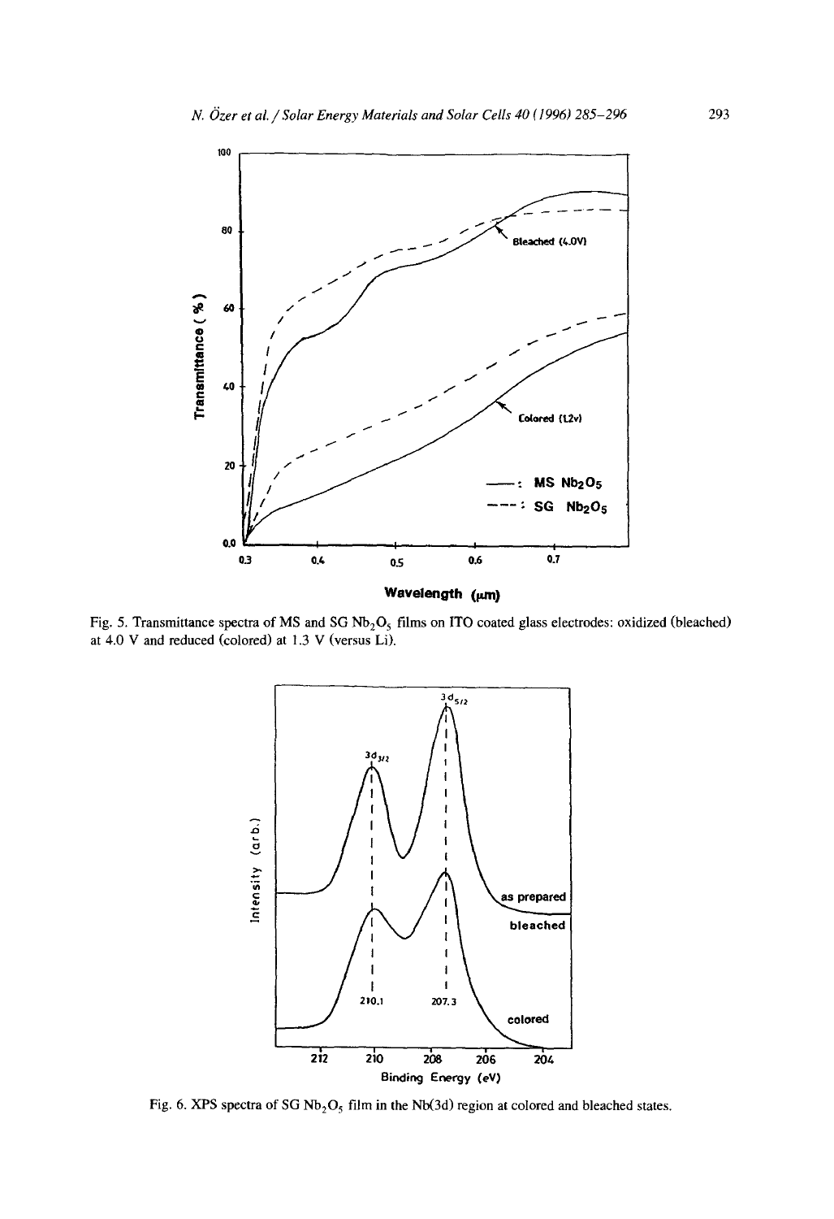Fig. 5. Transmittance spectra of MS and SG $Nb_2O_5$ films on ITO coated glass electrodes: oxidized (bleached) at 4.0 V and reduced (colored) at 1.3 V (versus Li).

Fig. 6. XPS spectra of SG $Nb_2O_5$ film in the Nb(3d) region at colored and bleached states.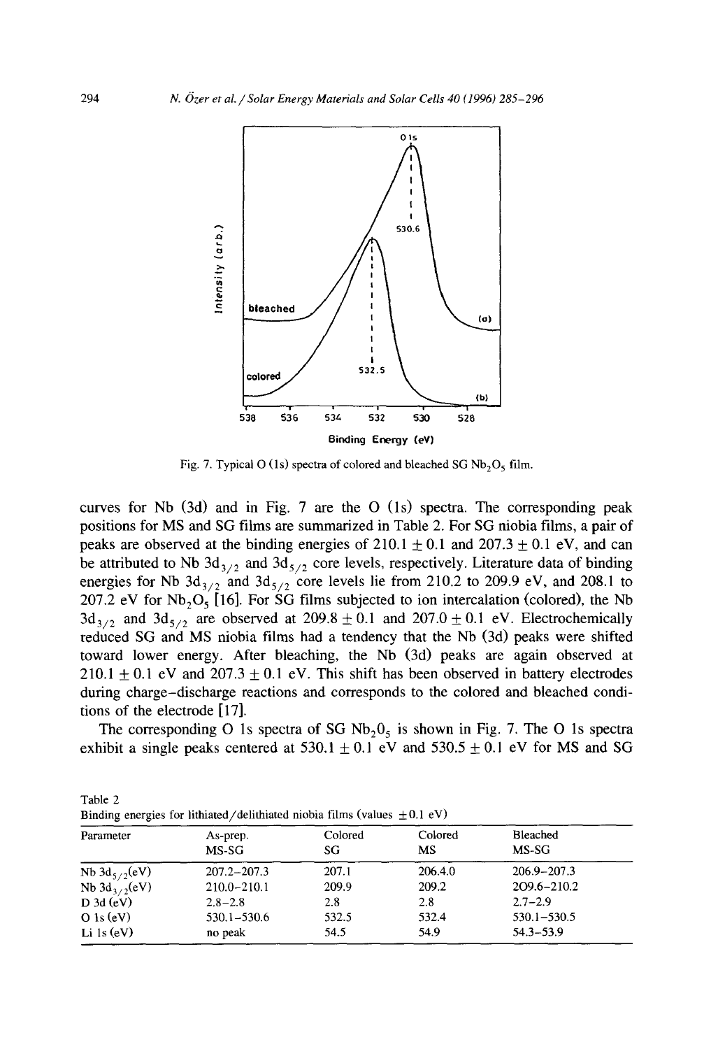Fig. 7. Typical O (1s) spectra of colored and bleached SG $Nb_2O_5$ film.

curves for Nb (3d) and in Fig. 7 are the O (1s) spectra. The corresponding peak positions for MS and SG films are summarized in Table 2. For SG niobia films, a pair of peaks are observed at the binding energies of $210.1 \pm 0.1$ and $207.3 \pm 0.1$ eV, and can be attributed to Nb $3d_{3/2}$ and $3d_{5/2}$ core levels, respectively. Literature data of binding energies for Nb $3d_{3/2}$ and $3d_{5/2}$ core levels lie from 210.2 to 209.9 eV, and 208.1 to 207.2 eV for $Nb_2O_5$ [16]. For SG films subjected to ion intercalation (colored), the Nb $3d_{3/2}$ and $3d_{5/2}$ are observed at $209.8 \pm 0.1$ and $207.0 \pm 0.1$ eV. Electrochemically reduced SG and MS niobia films had a tendency that the Nb (3d) peaks were shifted toward lower energy. After bleaching, the Nb (3d) peaks are again observed at $210.1 \pm 0.1$ eV and $207.3 \pm 0.1$ eV. This shift has been observed in battery electrodes during charge–discharge reactions and corresponds to the colored and bleached conditions of the electrode [17].

The corresponding O 1s spectra of SG $Nb_2O_5$ is shown in Fig. 7. The O 1s spectra exhibit a single peaks centered at $530.1 \pm 0.1$ eV and $530.5 \pm 0.1$ eV for MS and SG

Table 2
Binding energies for lithiated/delithiated niobia films (values $\pm 0.1$ eV)

| Parameter | As-prep. MS-SG | Colored SG | Colored MS | Bleached MS-SG |
|---|---|---|---|---|
| Nb $3d_{5/2}$(eV) | 207.2–207.3 | 207.1 | 206.4.0 | 206.9–207.3 |
| Nb $3d_{3/2}$(eV) | 210.0–210.1 | 209.9 | 209.2 | 209.6–210.2 |
| D 3d (eV) | 2.8–2.8 | 2.8 | 2.8 | 2.7–2.9 |
| O 1s (eV) | 530.1–530.6 | 532.5 | 532.4 | 530.1–530.5 |
| Li 1s (eV) | no peak | 54.5 | 54.9 | 54.3–53.9 |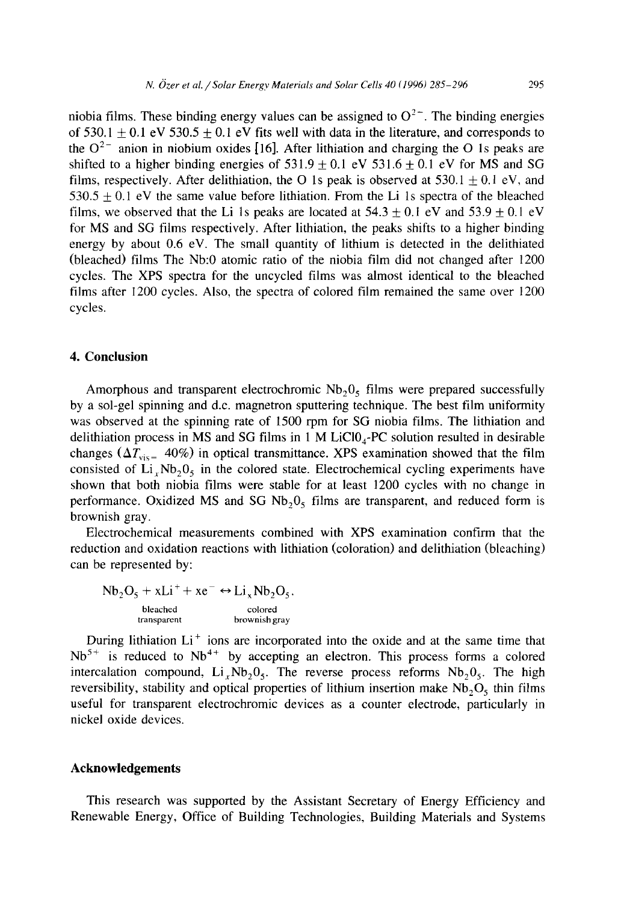niobia films. These binding energy values can be assigned to $O^{2-}$. The binding energies of $530.1 \pm 0.1$ eV $530.5 \pm 0.1$ eV fits well with data in the literature, and corresponds to the $O^{2-}$ anion in niobium oxides [16]. After lithiation and charging the O 1s peaks are shifted to a higher binding energies of $531.9 \pm 0.1$ eV $531.6 \pm 0.1$ eV for MS and SG films, respectively. After delithiation, the O 1s peak is observed at $530.1 \pm 0.1$ eV, and $530.5 \pm 0.1$ eV the same value before lithiation. From the Li 1s spectra of the bleached films, we observed that the Li 1s peaks are located at $54.3 \pm 0.1$ eV and $53.9 \pm 0.1$ eV for MS and SG films respectively. After lithiation, the peaks shifts to a higher binding energy by about 0.6 eV. The small quantity of lithium is detected in the delithiated (bleached) films The Nb:0 atomic ratio of the niobia film did not changed after 1200 cycles. The XPS spectra for the uncycled films was almost identical to the bleached films after 1200 cycles. Also, the spectra of colored film remained the same over 1200 cycles.

## 4. Conclusion

Amorphous and transparent electrochromic $Nb_2O_5$ films were prepared successfully by a sol-gel spinning and d.c. magnetron sputtering technique. The best film uniformity was observed at the spinning rate of 1500 rpm for SG niobia films. The lithiation and delithiation process in MS and SG films in 1 M $LiClO_4$-PC solution resulted in desirable changes ($\Delta T_{vis} = 40\%$) in optical transmittance. XPS examination showed that the film consisted of $Li_xNb_2O_5$ in the colored state. Electrochemical cycling experiments have shown that both niobia films were stable for at least 1200 cycles with no change in performance. Oxidized MS and SG $Nb_2O_5$ films are transparent, and reduced form is brownish gray.

Electrochemical measurements combined with XPS examination confirm that the reduction and oxidation reactions with lithiation (coloration) and delithiation (bleaching) can be represented by:

$$\underset{\text{bleached transparent}}{Nb_2O_5} + xLi^+ + xe^- \leftrightarrow \underset{\text{colored brownish gray}}{Li_xNb_2O_5}.$$

During lithiation $Li^+$ ions are incorporated into the oxide and at the same time that $Nb^{5+}$ is reduced to $Nb^{4+}$ by accepting an electron. This process forms a colored intercalation compound, $Li_xNb_2O_5$. The reverse process reforms $Nb_2O_5$. The high reversibility, stability and optical properties of lithium insertion make $Nb_2O_5$ thin films useful for transparent electrochromic devices as a counter electrode, particularly in nickel oxide devices.

## Acknowledgements

This research was supported by the Assistant Secretary of Energy Efficiency and Renewable Energy, Office of Building Technologies, Building Materials and Systems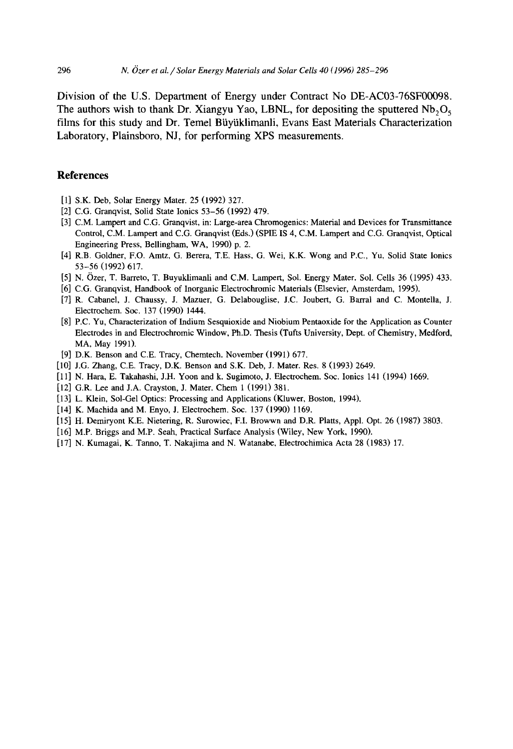Division of the U.S. Department of Energy under Contract No DE-AC03-76SF00098. The authors wish to thank Dr. Xiangyu Yao, LBNL, for depositing the sputtered $Nb_2O_5$ films for this study and Dr. Temel Büyüklimanli, Evans East Materials Characterization Laboratory, Plainsboro, NJ, for performing XPS measurements.

## References

[1] S.K. Deb, Solar Energy Mater. 25 (1992) 327.

[2] C.G. Granqvist, Solid State Ionics 53–56 (1992) 479.

[3] C.M. Lampert and C.G. Granqvist, in: Large-area Chromogenics: Material and Devices for Transmittance Control, C.M. Lampert and C.G. Granqvist (Eds.) (SPIE IS 4, C.M. Lampert and C.G. Granqvist, Optical Engineering Press, Bellingham, WA, 1990) p. 2.

[4] R.B. Goldner, F.O. Arntz, G. Berera, T.E. Hass, G. Wei, K.K. Wong and P.C., Yu, Solid State Ionics 53–56 (1992) 617.

[5] N. Özer, T. Barreto, T. Buyuklimanli and C.M. Lampert, Sol. Energy Mater. Sol. Cells 36 (1995) 433.

[6] C.G. Granqvist, Handbook of Inorganic Electrochromic Materials (Elsevier, Amsterdam, 1995).

[7] R. Cabanel, J. Chaussy, J. Mazuer, G. Delabouglise, J.C. Joubert, G. Barral and C. Montella, J. Electrochem. Soc. 137 (1990) 1444.

[8] P.C. Yu, Characterization of Indium Sesquioxide and Niobium Pentaoxide for the Application as Counter Electrodes in and Electrochromic Window, Ph.D. Thesis (Tufts University, Dept. of Chemistry, Medford, MA, May 1991).

[9] D.K. Benson and C.E. Tracy, Chemtech. November (1991) 677.

[10] J.G. Zhang, C.E. Tracy, D.K. Benson and S.K. Deb, J. Mater. Res. 8 (1993) 2649.

[11] N. Hara, E. Takahashi, J.H. Yoon and k. Sugimoto, J. Electrochem. Soc. Ionics 141 (1994) 1669.

[12] G.R. Lee and J.A. Crayston, J. Mater. Chem 1 (1991) 381.

[13] L. Klein, Sol-Gel Optics: Processing and Applications (Kluwer, Boston, 1994).

[14] K. Machida and M. Enyo, J. Electrochem. Soc. 137 (1990) 1169.

[15] H. Demiryont K.E. Nietering, R. Surowiec, F.I. Browwn and D.R. Platts, Appl. Opt. 26 (1987) 3803.

[16] M.P. Briggs and M.P. Seah, Practical Surface Analysis (Wiley, New York, 1990).

[17] N. Kumagai, K. Tanno, T. Nakajima and N. Watanabe, Electrochimica Acta 28 (1983) 17.